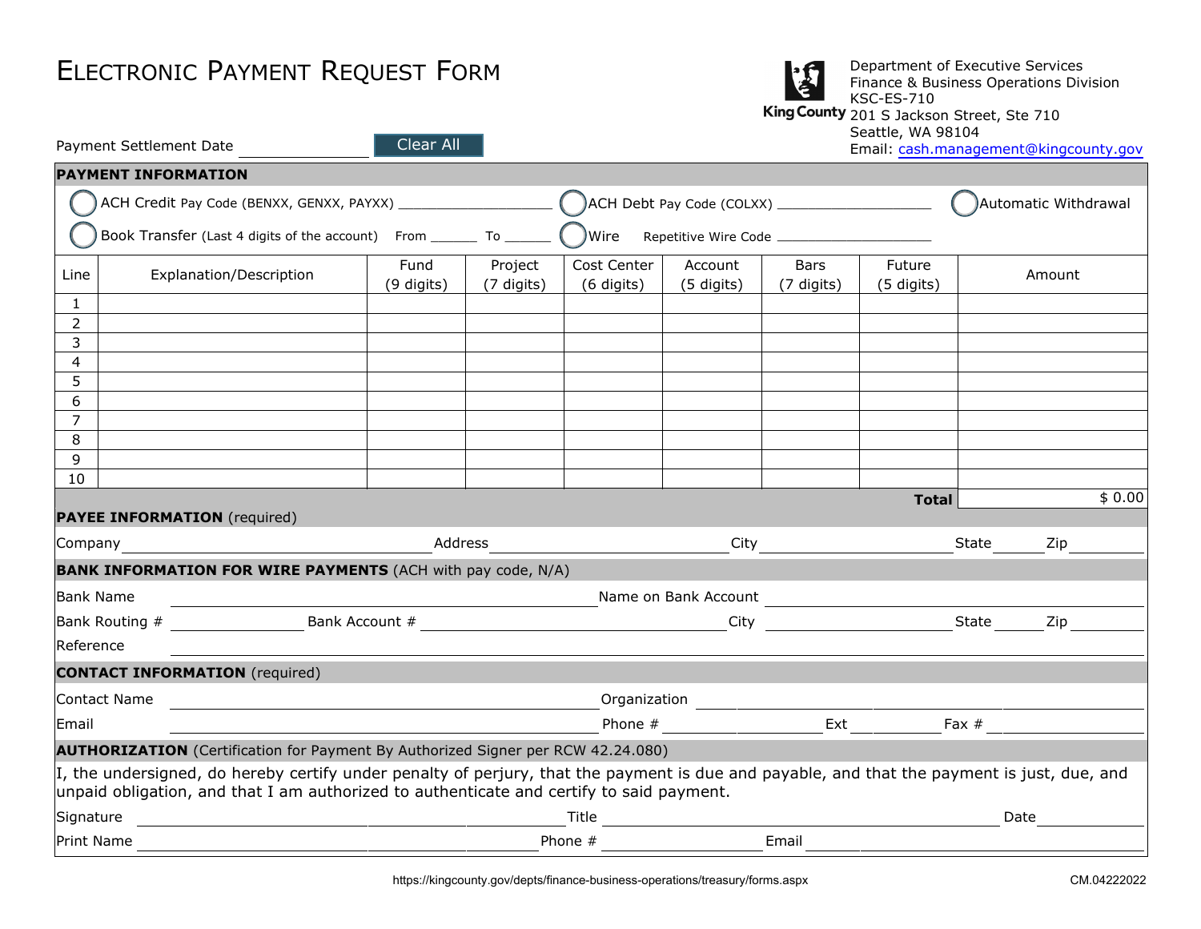# Electronic Payment Request Form

Department of Executive Services
Finance & Business Operations Division
KSC-ES-710
201 S Jackson Street, Ste 710
Seattle, WA 98104
Email: cash.management@kingcounty.gov

Payment Settlement Date ______________

Clear All

## PAYMENT INFORMATION

◯ ACH Credit Pay Code (BENXX, GENXX, PAYXX) ____________________ ◯ ACH Debt Pay Code (COLXX) ____________________ ◯ Automatic Withdrawal

◯ Book Transfer (Last 4 digits of the account) From ______ To ______ ◯ Wire Repetitive Wire Code ____________________

| Line | Explanation/Description | Fund (9 digits) | Project (7 digits) | Cost Center (6 digits) | Account (5 digits) | Bars (7 digits) | Future (5 digits) | Amount |
|---|---|---|---|---|---|---|---|---|
| 1 | | | | | | | | |
| 2 | | | | | | | | |
| 3 | | | | | | | | |
| 4 | | | | | | | | |
| 5 | | | | | | | | |
| 6 | | | | | | | | |
| 7 | | | | | | | | |
| 8 | | | | | | | | |
| 9 | | | | | | | | |
| 10 | | | | | | | | |
| | | | | | | | **Total** | $ 0.00 |

## PAYEE INFORMATION (required)

Company ______________ Address ______________ City ______________ State ______ Zip ______

## BANK INFORMATION FOR WIRE PAYMENTS (ACH with pay code, N/A)

Bank Name ______________ Name on Bank Account ______________

Bank Routing # ______________ Bank Account # ______________ City ______________ State ______ Zip ______

Reference ______________

## CONTACT INFORMATION (required)

Contact Name ______________ Organization ______________

Email ______________ Phone # ______________ Ext ______ Fax # ______________

## AUTHORIZATION (Certification for Payment By Authorized Signer per RCW 42.24.080)

I, the undersigned, do hereby certify under penalty of perjury, that the payment is due and payable, and that the payment is just, due, and unpaid obligation, and that I am authorized to authenticate and certify to said payment.

Signature ______________ Title ______________ Date ______________

Print Name ______________ Phone # ______________ Email ______________

https://kingcounty.gov/depts/finance-business-operations/treasury/forms.aspx

CM.04222022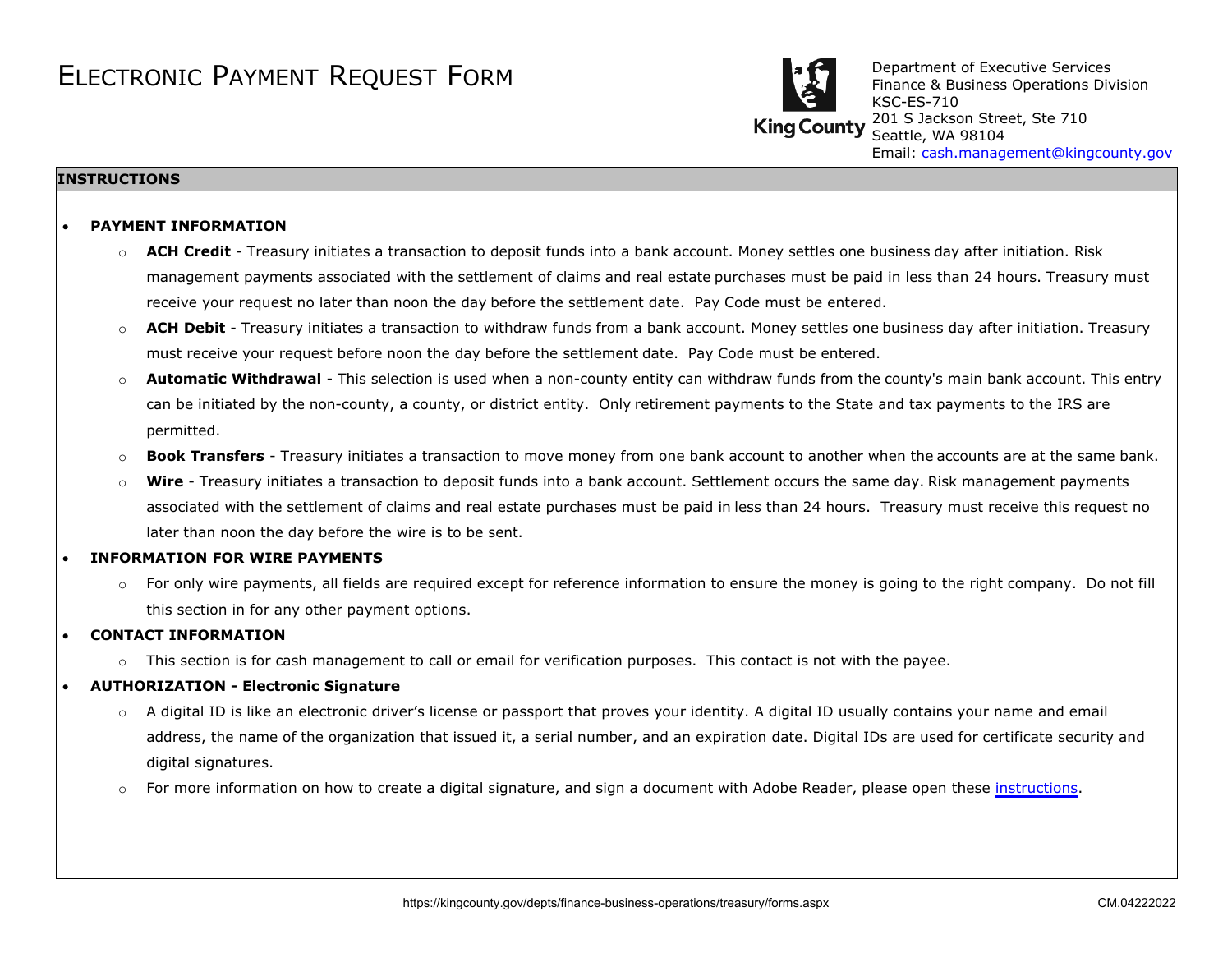# ELECTRONIC PAYMENT REQUEST FORM

King County

Department of Executive Services
Finance & Business Operations Division
KSC-ES-710
201 S Jackson Street, Ste 710
Seattle, WA 98104
Email: cash.management@kingcounty.gov

## INSTRUCTIONS

- **PAYMENT INFORMATION**
  - **ACH Credit** - Treasury initiates a transaction to deposit funds into a bank account. Money settles one business day after initiation. Risk management payments associated with the settlement of claims and real estate purchases must be paid in less than 24 hours. Treasury must receive your request no later than noon the day before the settlement date. Pay Code must be entered.
  - **ACH Debit** - Treasury initiates a transaction to withdraw funds from a bank account. Money settles one business day after initiation. Treasury must receive your request before noon the day before the settlement date. Pay Code must be entered.
  - **Automatic Withdrawal** - This selection is used when a non-county entity can withdraw funds from the county's main bank account. This entry can be initiated by the non-county, a county, or district entity. Only retirement payments to the State and tax payments to the IRS are permitted.
  - **Book Transfers** - Treasury initiates a transaction to move money from one bank account to another when the accounts are at the same bank.
  - **Wire** - Treasury initiates a transaction to deposit funds into a bank account. Settlement occurs the same day. Risk management payments associated with the settlement of claims and real estate purchases must be paid in less than 24 hours. Treasury must receive this request no later than noon the day before the wire is to be sent.
- **INFORMATION FOR WIRE PAYMENTS**
  - For only wire payments, all fields are required except for reference information to ensure the money is going to the right company. Do not fill this section in for any other payment options.
- **CONTACT INFORMATION**
  - This section is for cash management to call or email for verification purposes. This contact is not with the payee.
- **AUTHORIZATION - Electronic Signature**
  - A digital ID is like an electronic driver's license or passport that proves your identity. A digital ID usually contains your name and email address, the name of the organization that issued it, a serial number, and an expiration date. Digital IDs are used for certificate security and digital signatures.
  - For more information on how to create a digital signature, and sign a document with Adobe Reader, please open these instructions.

https://kingcounty.gov/depts/finance-business-operations/treasury/forms.aspx CM.04222022